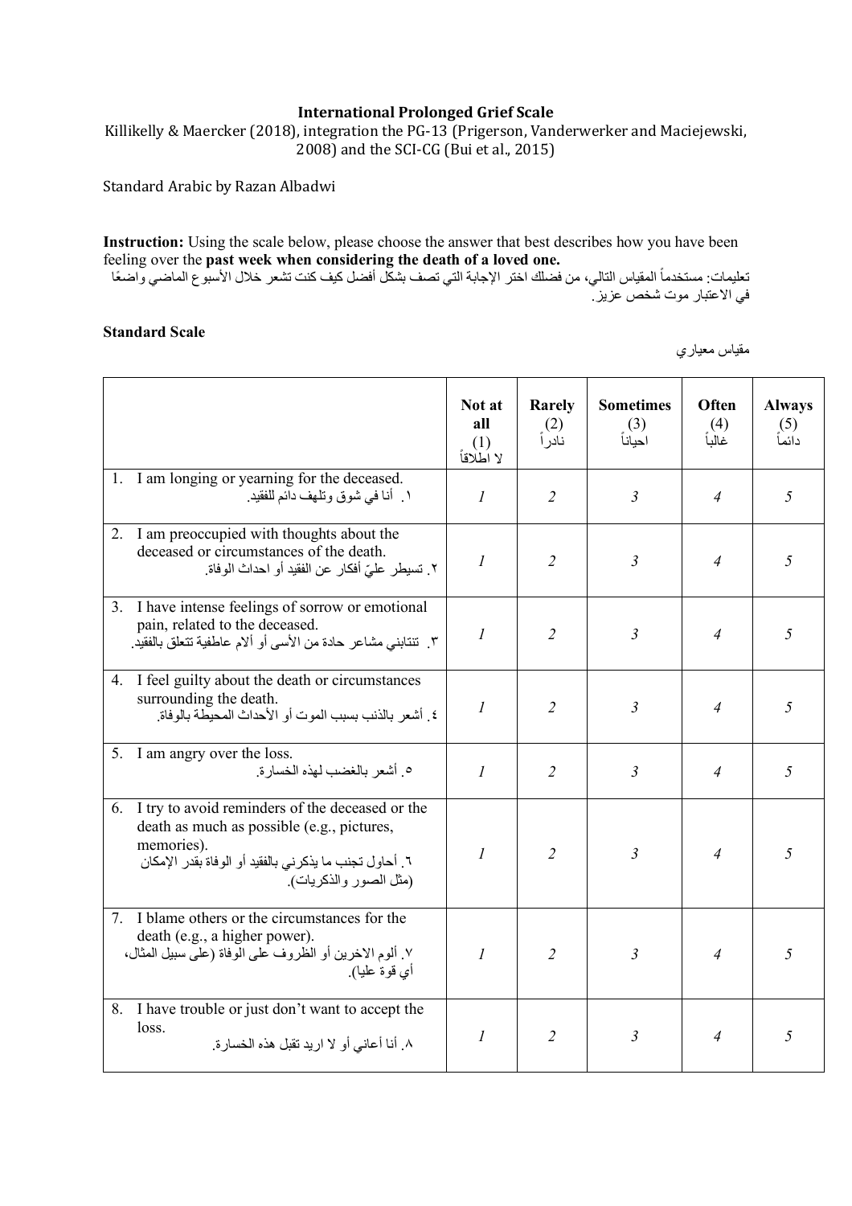# International Prolonged Grief Scale

Killikelly & Maercker (2018), integration the PG-13 (Prigerson, Vanderwerker and Maciejewski, 2008) and the SCI-CG (Bui et al., 2015)

Standard Arabic by Razan Albadwi

**Instruction:** Using the scale below, please choose the answer that best describes how you have been feeling over the **past week when considering the death of a loved one.**

تعليمات: مستخدماً المقياس التالي، من فضلك اختر الإجابة التي تصف بشكل أفضل كيف كنت تشعر خلال الأسبوع الماضي واضعًا في الاعتبار موت شخص عزيز.

**Standard Scale**

مقياس معياري

| | **Not at all** (1) لا اطلاقاً | **Rarely** (2) نادراً | **Sometimes** (3) احياناً | **Often** (4) غالباً | **Always** (5) دائماً |
|---|---|---|---|---|---|
| 1. I am longing or yearning for the deceased. ١. أنا في شوق وتلهف دائم للفقيد. | *1* | *2* | *3* | *4* | *5* |
| 2. I am preoccupied with thoughts about the deceased or circumstances of the death. ٢. تسيطر عليّ أفكار عن الفقيد أو احداث الوفاة. | *1* | *2* | *3* | *4* | *5* |
| 3. I have intense feelings of sorrow or emotional pain, related to the deceased. ٣. تنتابني مشاعر حادة من الأسى أو آلام عاطفية تتعلق بالفقيد. | *1* | *2* | *3* | *4* | *5* |
| 4. I feel guilty about the death or circumstances surrounding the death. ٤. أشعر بالذنب بسبب الموت أو الأحداث المحيطة بالوفاة. | *1* | *2* | *3* | *4* | *5* |
| 5. I am angry over the loss. ٥. أشعر بالغضب لهذه الخسارة. | *1* | *2* | *3* | *4* | *5* |
| 6. I try to avoid reminders of the deceased or the death as much as possible (e.g., pictures, memories). ٦. أحاول تجنب ما يذكرني بالفقيد أو الوفاة بقدر الإمكان (مثل الصور والذكريات). | *1* | *2* | *3* | *4* | *5* |
| 7. I blame others or the circumstances for the death (e.g., a higher power). ٧. ألوم الاخرين أو الظروف على الوفاة (على سبيل المثال، أي قوة عليا). | *1* | *2* | *3* | *4* | *5* |
| 8. I have trouble or just don't want to accept the loss. ٨. أنا أعاني أو لا اريد تقبل هذه الخسارة. | *1* | *2* | *3* | *4* | *5* |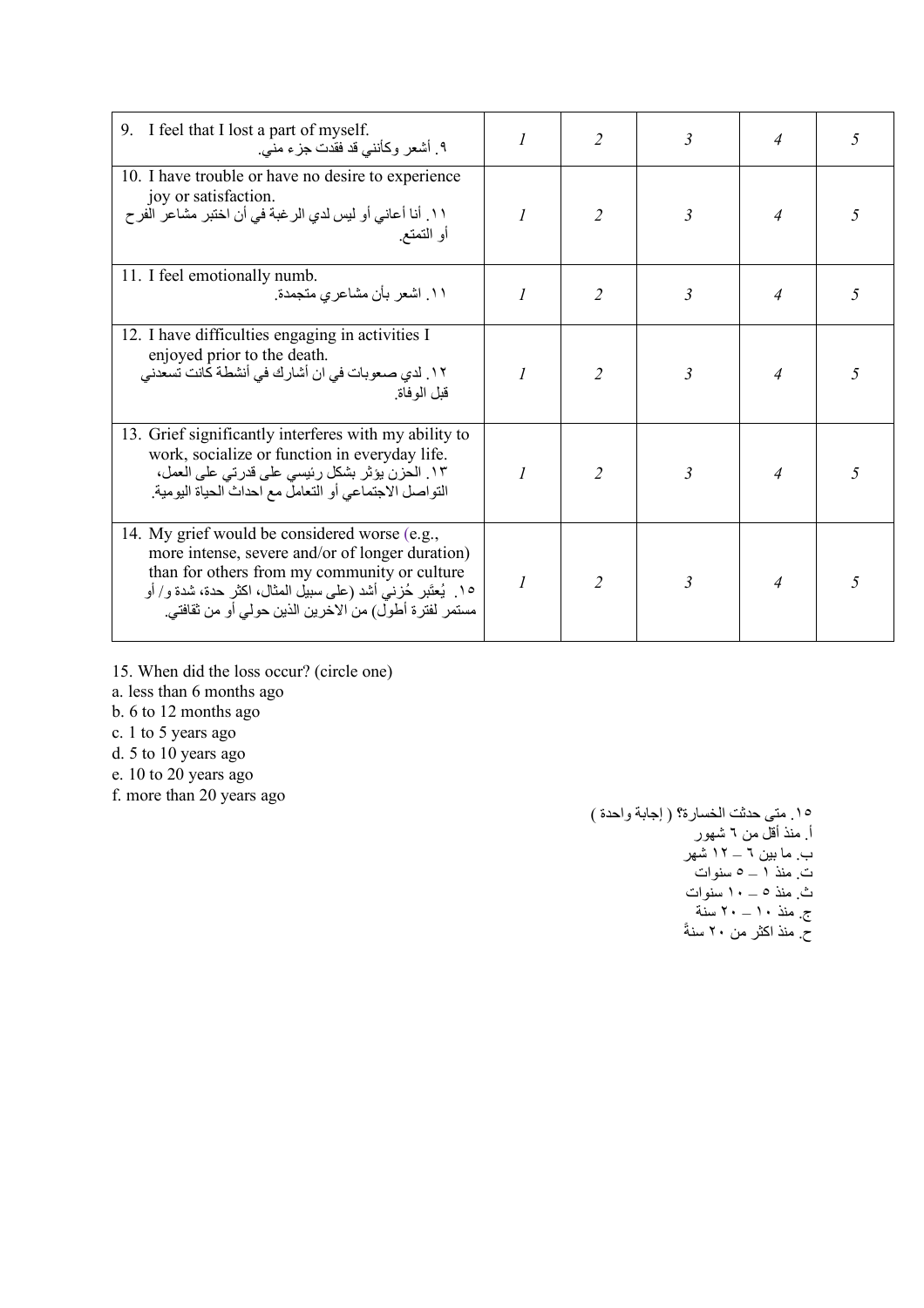| | | | | | |
|---|---|---|---|---|---|
| 9. I feel that I lost a part of myself.<br>٩. أشعر وكأنني قد فقدت جزء مني. | *1* | *2* | *3* | *4* | *5* |
| 10. I have trouble or have no desire to experience joy or satisfaction.<br>١١. أنا أعاني أو ليس لدي الرغبة في أن اختبر مشاعر الفرح أو التمتع. | *1* | *2* | *3* | *4* | *5* |
| 11. I feel emotionally numb.<br>١١. اشعر بأن مشاعري متجمدة. | *1* | *2* | *3* | *4* | *5* |
| 12. I have difficulties engaging in activities I enjoyed prior to the death.<br>١٢. لدي صعوبات في ان أشارك في أنشطة كانت تسعدني قبل الوفاة. | *1* | *2* | *3* | *4* | *5* |
| 13. Grief significantly interferes with my ability to work, socialize or function in everyday life.<br>١٣. الحزن يؤثر بشكل رئيسي على قدرتي على العمل، التواصل الاجتماعي أو التعامل مع احداث الحياة اليومية. | *1* | *2* | *3* | *4* | *5* |
| 14. My grief would be considered worse (e.g., more intense, severe and/or of longer duration) than for others from my community or culture<br>١٥. يُعتَبر حُزني أشد (على سبيل المثال، اكثر حدة، شدة و/ أو مستمر لفترة أطول) من الاخرين الذين حولي أو من ثقافتي. | *1* | *2* | *3* | *4* | *5* |

15. When did the loss occur? (circle one)
a. less than 6 months ago
b. 6 to 12 months ago
c. 1 to 5 years ago
d. 5 to 10 years ago
e. 10 to 20 years ago
f. more than 20 years ago

١٥. متى حدثت الخسارة؟ ( إجابة واحدة )
أ. منذ أقل من ٦ شهور
ب. ما بين ٦ – ١٢ شهر
ت. منذ ١ – ٥ سنوات
ث. منذ ٥ – ١٠ سنوات
ج. منذ ١٠ – ٢٠ سنة
ح. منذ اكثر من ٢٠ سنةً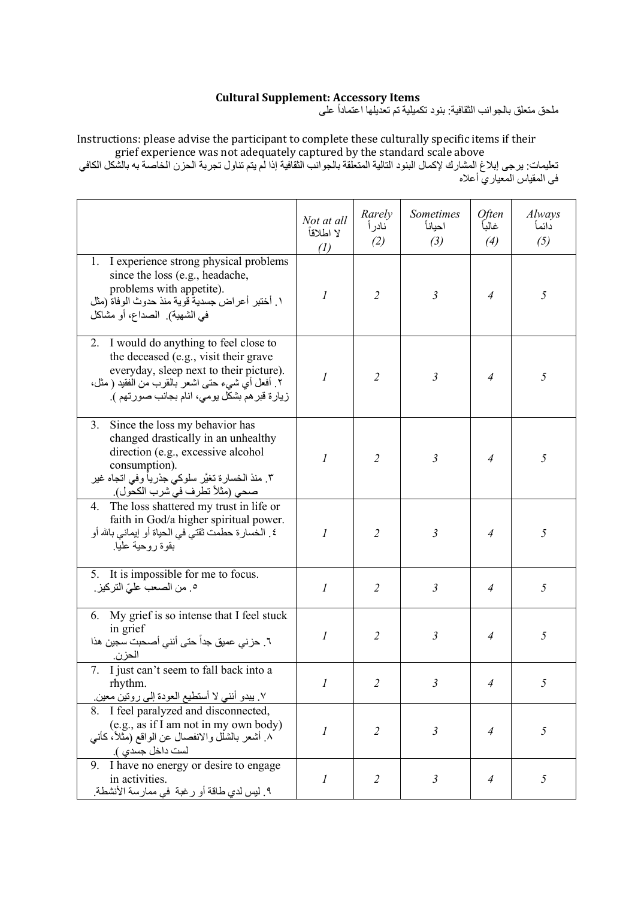**Cultural Supplement: Accessory Items**

ملحق متعلق بالجوانب الثقافية: بنود تكميلية تم تعديلها اعتماداً على

Instructions: please advise the participant to complete these culturally specific items if their grief experience was not adequately captured by the standard scale above

تعليمات: يرجى إبلاغ المشارك لإكمال البنود التالية المتعلقة بالجوانب الثقافية إذا لم يتم تناول تجربة الحزن الخاصة به بالشكل الكافي في المقياس المعياري أعلاه

| | *Not at all* لا اطلاقاً *(1)* | *Rarely* نادراً *(2)* | *Sometimes* احياناً *(3)* | *Often* غالباً *(4)* | *Always* دائماً *(5)* |
|---|---|---|---|---|---|
| 1. I experience strong physical problems since the loss (e.g., headache, problems with appetite). ١. أختبر أعراض جسدية قوية منذ حدوث الوفاة (مثل الصداع، أو مشاكل في الشهية). | *1* | *2* | *3* | *4* | *5* |
| 2. I would do anything to feel close to the deceased (e.g., visit their grave everyday, sleep next to their picture). ٢. أفعل أي شيء حتى اشعر بالقرب من الفقيد ( مثل، زيارة قبرهم بشكل يومي، انام بجانب صورتهم ). | *1* | *2* | *3* | *4* | *5* |
| 3. Since the loss my behavior has changed drastically in an unhealthy direction (e.g., excessive alcohol consumption). ٣. منذ الخسارة تغيَّر سلوكي جذرياً وفي اتجاه غير صحي (مثلاً تطرف في شرب الكحول). | *1* | *2* | *3* | *4* | *5* |
| 4. The loss shattered my trust in life or faith in God/a higher spiritual power. ٤. الخسارة حطمت ثقتي في الحياة أو إيماني بالله أو بقوة روحية عليا. | *1* | *2* | *3* | *4* | *5* |
| 5. It is impossible for me to focus. ٥. من الصعب عليّ التركيز. | *1* | *2* | *3* | *4* | *5* |
| 6. My grief is so intense that I feel stuck in grief ٦. حزني عميق جداً حتى أنني أصبحت سجين هذا الحزن. | *1* | *2* | *3* | *4* | *5* |
| 7. I just can't seem to fall back into a rhythm. ٧. يبدو أنني لا أستطيع العودة إلى روتين معين. | *1* | *2* | *3* | *4* | *5* |
| 8. I feel paralyzed and disconnected, (e.g., as if I am not in my own body) ٨. أشعر بالشلل والانفصال عن الواقع (مثلاً، كأني لست داخل جسدي ). | *1* | *2* | *3* | *4* | *5* |
| 9. I have no energy or desire to engage in activities. ٩. ليس لدي طاقة أو رغبة في ممارسة الأنشطة. | *1* | *2* | *3* | *4* | *5* |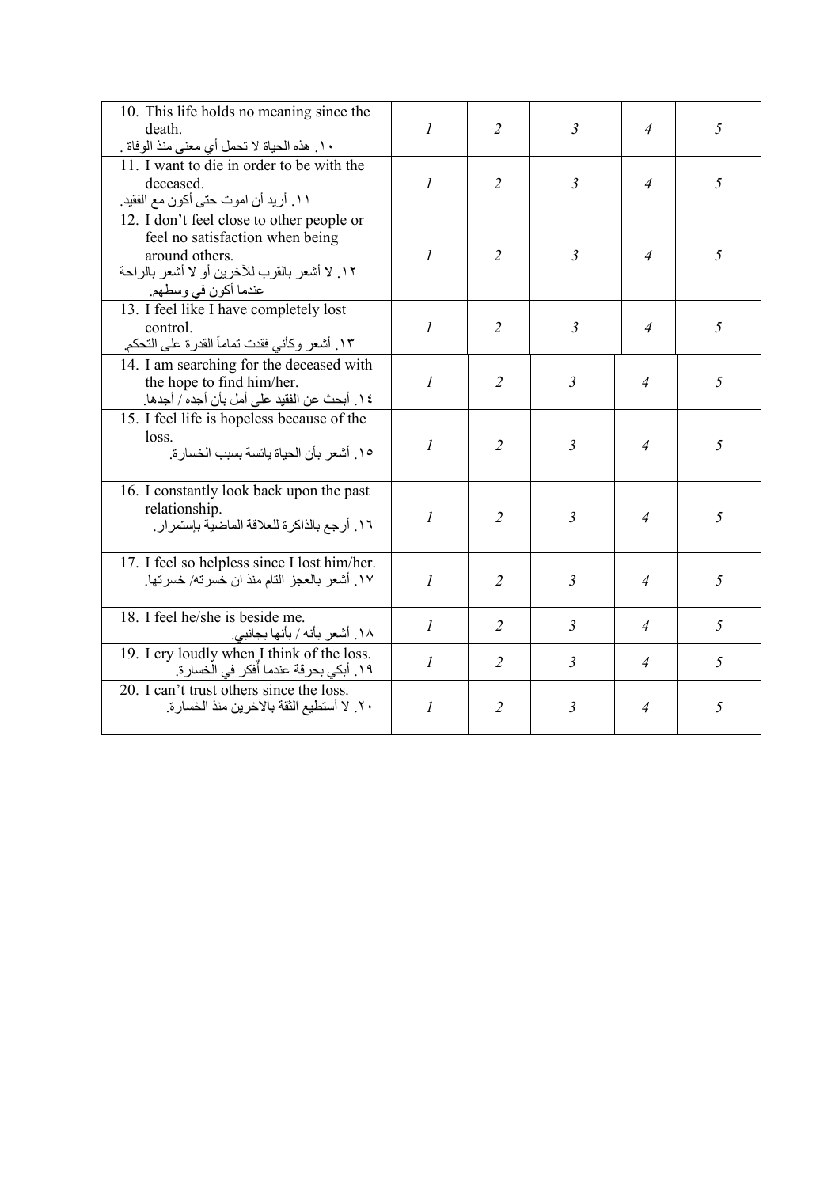| | | | | | |
|---|---|---|---|---|---|
| 10. This life holds no meaning since the death.<br>١٠. هذه الحياة لا تحمل أي معنى منذ الوفاة . | 1 | 2 | 3 | 4 | 5 |
| 11. I want to die in order to be with the deceased.<br>١١. أريد أن اموت حتى أكون مع الفقيد. | 1 | 2 | 3 | 4 | 5 |
| 12. I don't feel close to other people or feel no satisfaction when being around others.<br>١٢. لا أشعر بالقرب للآخرين أو لا أشعر بالراحة عندما أكون في وسطهم. | 1 | 2 | 3 | 4 | 5 |
| 13. I feel like I have completely lost control.<br>١٣. أشعر وكأني فقدت تماماً القدرة على التحكم. | 1 | 2 | 3 | 4 | 5 |
| 14. I am searching for the deceased with the hope to find him/her.<br>١٤. أبحث عن الفقيد على أمل بأن أجده / أجدها. | 1 | 2 | 3 | 4 | 5 |
| 15. I feel life is hopeless because of the loss.<br>١٥. أشعر بأن الحياة يائسة بسبب الخسارة. | 1 | 2 | 3 | 4 | 5 |
| 16. I constantly look back upon the past relationship.<br>١٦. أرجع بالذاكرة للعلاقة الماضية بإستمرار. | 1 | 2 | 3 | 4 | 5 |
| 17. I feel so helpless since I lost him/her.<br>١٧. أشعر بالعجز التام منذ ان خسرته/ خسرتها. | 1 | 2 | 3 | 4 | 5 |
| 18. I feel he/she is beside me.<br>١٨. أشعر بأنه / بأنها بجانبي. | 1 | 2 | 3 | 4 | 5 |
| 19. I cry loudly when I think of the loss.<br>١٩. أبكي بحرقة عندما أفكر في الخسارة. | 1 | 2 | 3 | 4 | 5 |
| 20. I can't trust others since the loss.<br>٢٠. لا أستطيع الثقة بالآخرين منذ الخسارة. | 1 | 2 | 3 | 4 | 5 |